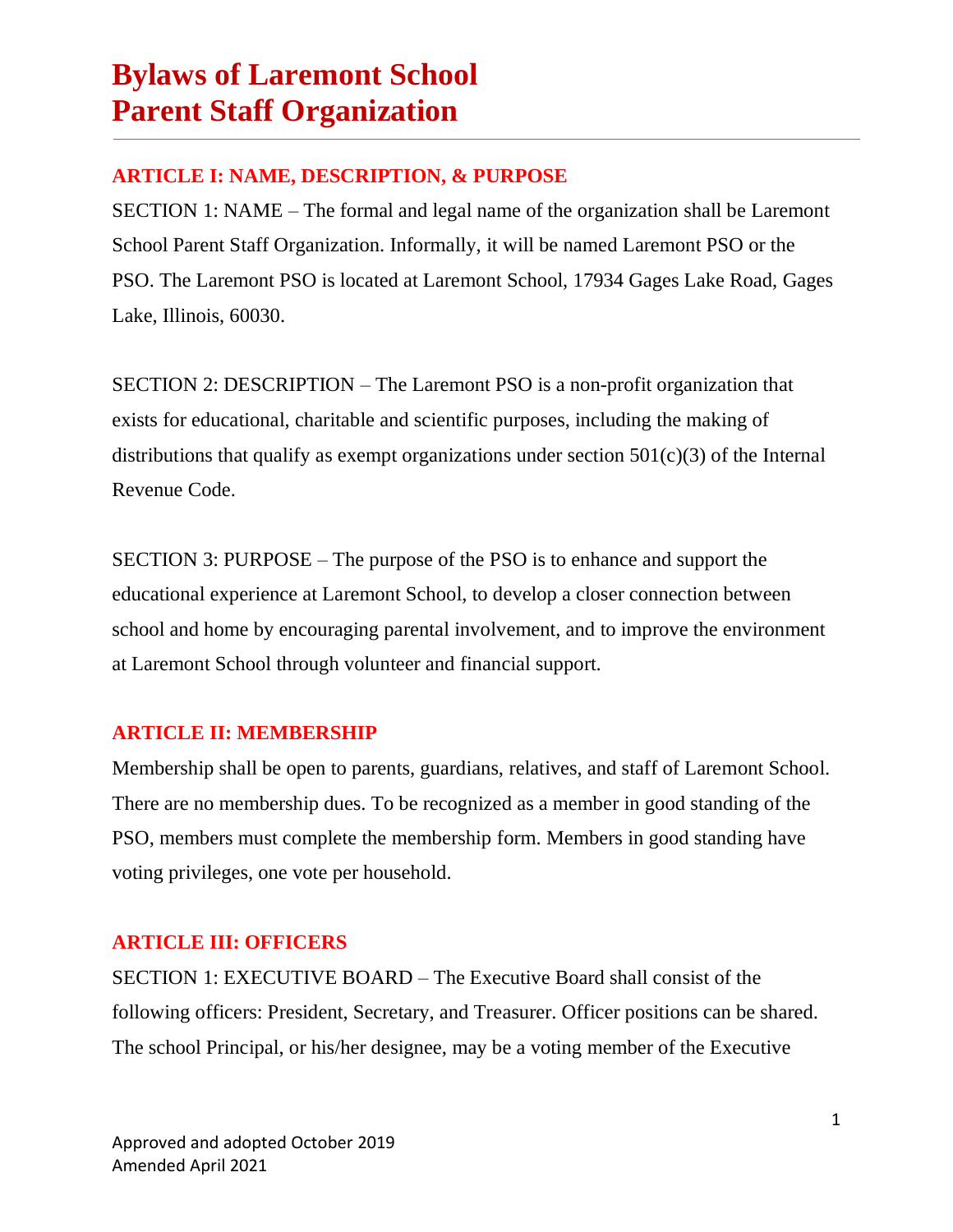# Bylaws of Laremont School Parent Staff Organization

## ARTICLE I: NAME, DESCRIPTION, & PURPOSE

SECTION 1: NAME – The formal and legal name of the organization shall be Laremont School Parent Staff Organization. Informally, it will be named Laremont PSO or the PSO. The Laremont PSO is located at Laremont School, 17934 Gages Lake Road, Gages Lake, Illinois, 60030.

SECTION 2: DESCRIPTION – The Laremont PSO is a non-profit organization that exists for educational, charitable and scientific purposes, including the making of distributions that qualify as exempt organizations under section 501(c)(3) of the Internal Revenue Code.

SECTION 3: PURPOSE – The purpose of the PSO is to enhance and support the educational experience at Laremont School, to develop a closer connection between school and home by encouraging parental involvement, and to improve the environment at Laremont School through volunteer and financial support.

## ARTICLE II: MEMBERSHIP

Membership shall be open to parents, guardians, relatives, and staff of Laremont School. There are no membership dues. To be recognized as a member in good standing of the PSO, members must complete the membership form. Members in good standing have voting privileges, one vote per household.

## ARTICLE III: OFFICERS

SECTION 1: EXECUTIVE BOARD – The Executive Board shall consist of the following officers: President, Secretary, and Treasurer. Officer positions can be shared. The school Principal, or his/her designee, may be a voting member of the Executive

Approved and adopted October 2019
Amended April 2021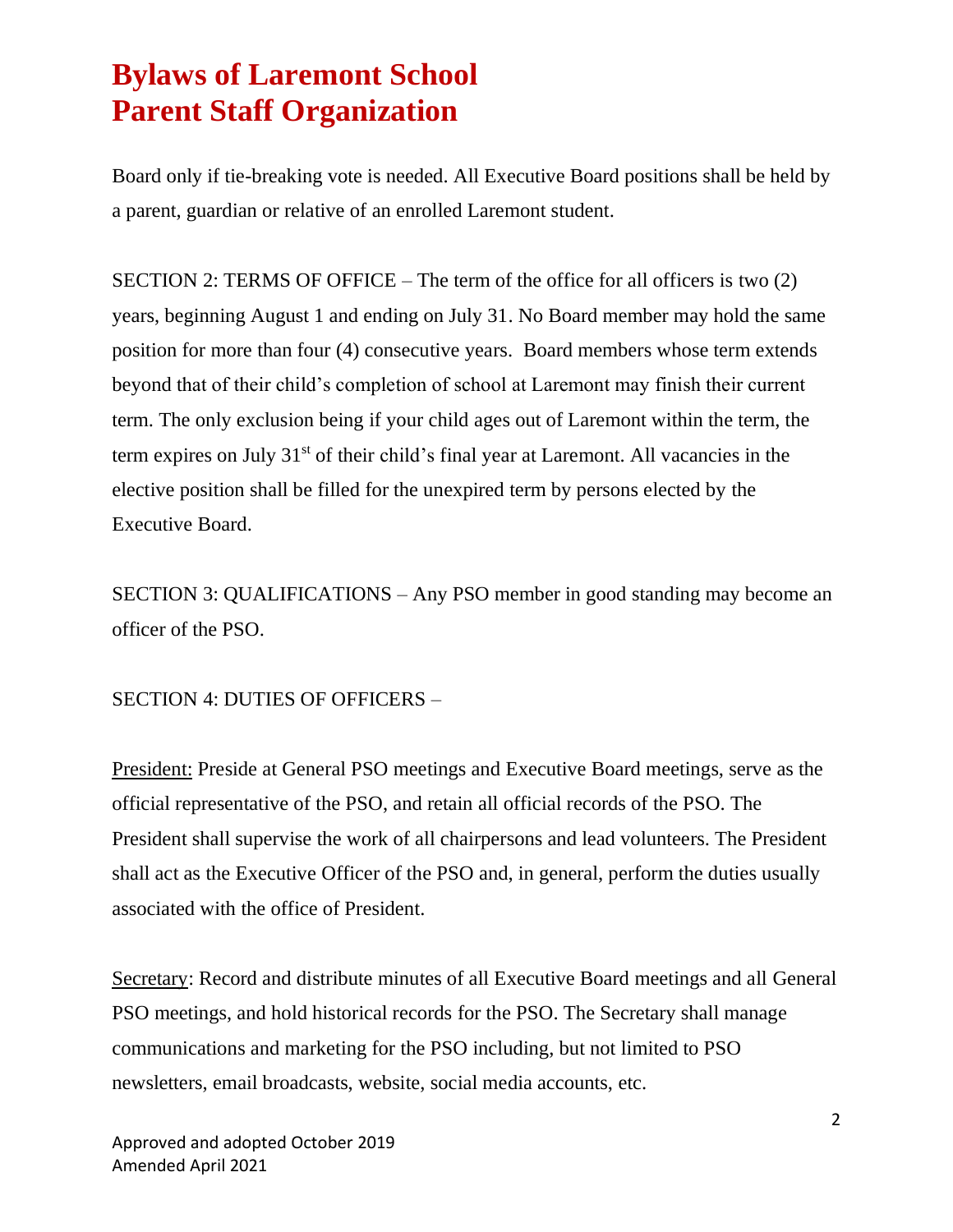Board only if tie-breaking vote is needed. All Executive Board positions shall be held by a parent, guardian or relative of an enrolled Laremont student.

SECTION 2: TERMS OF OFFICE – The term of the office for all officers is two (2) years, beginning August 1 and ending on July 31. No Board member may hold the same position for more than four (4) consecutive years. Board members whose term extends beyond that of their child's completion of school at Laremont may finish their current term. The only exclusion being if your child ages out of Laremont within the term, the term expires on July 31st of their child's final year at Laremont. All vacancies in the elective position shall be filled for the unexpired term by persons elected by the Executive Board.

SECTION 3: QUALIFICATIONS – Any PSO member in good standing may become an officer of the PSO.

SECTION 4: DUTIES OF OFFICERS –

President: Preside at General PSO meetings and Executive Board meetings, serve as the official representative of the PSO, and retain all official records of the PSO. The President shall supervise the work of all chairpersons and lead volunteers. The President shall act as the Executive Officer of the PSO and, in general, perform the duties usually associated with the office of President.

Secretary: Record and distribute minutes of all Executive Board meetings and all General PSO meetings, and hold historical records for the PSO. The Secretary shall manage communications and marketing for the PSO including, but not limited to PSO newsletters, email broadcasts, website, social media accounts, etc.

Approved and adopted October 2019
Amended April 2021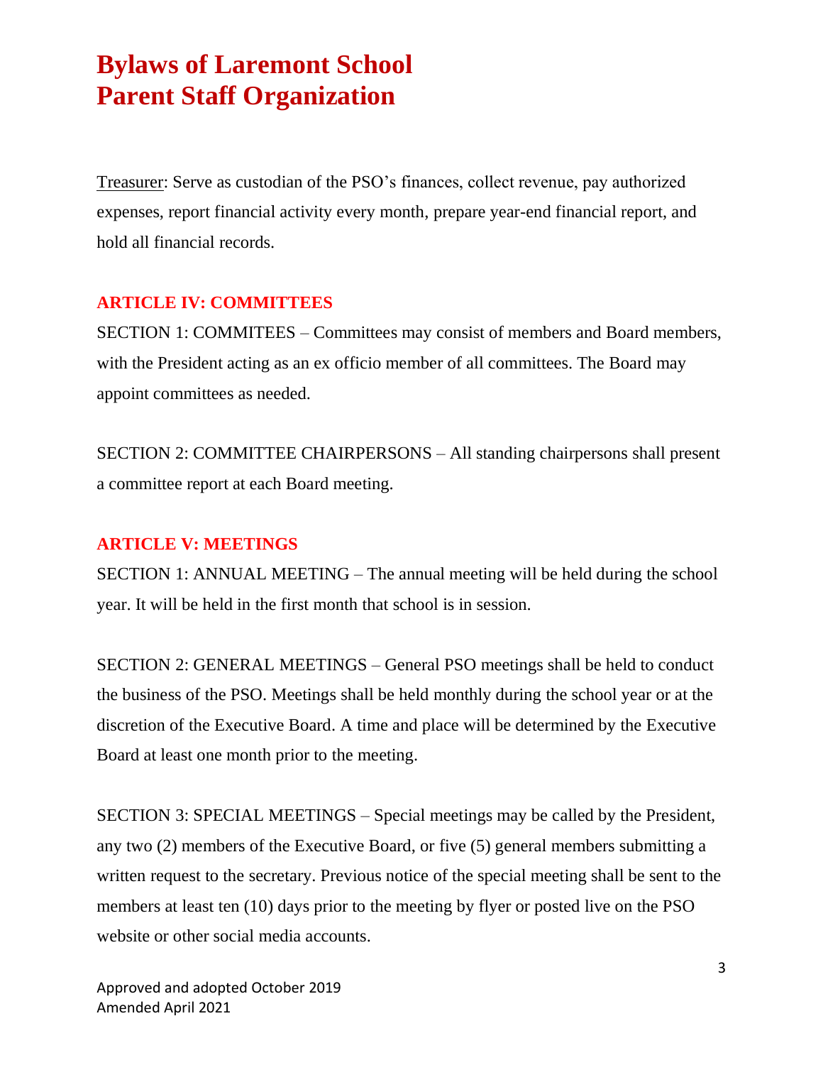Treasurer: Serve as custodian of the PSO's finances, collect revenue, pay authorized expenses, report financial activity every month, prepare year-end financial report, and hold all financial records.

## ARTICLE IV: COMMITTEES

SECTION 1: COMMITEES – Committees may consist of members and Board members, with the President acting as an ex officio member of all committees. The Board may appoint committees as needed.

SECTION 2: COMMITTEE CHAIRPERSONS – All standing chairpersons shall present a committee report at each Board meeting.

## ARTICLE V: MEETINGS

SECTION 1: ANNUAL MEETING – The annual meeting will be held during the school year. It will be held in the first month that school is in session.

SECTION 2: GENERAL MEETINGS – General PSO meetings shall be held to conduct the business of the PSO. Meetings shall be held monthly during the school year or at the discretion of the Executive Board. A time and place will be determined by the Executive Board at least one month prior to the meeting.

SECTION 3: SPECIAL MEETINGS – Special meetings may be called by the President, any two (2) members of the Executive Board, or five (5) general members submitting a written request to the secretary. Previous notice of the special meeting shall be sent to the members at least ten (10) days prior to the meeting by flyer or posted live on the PSO website or other social media accounts.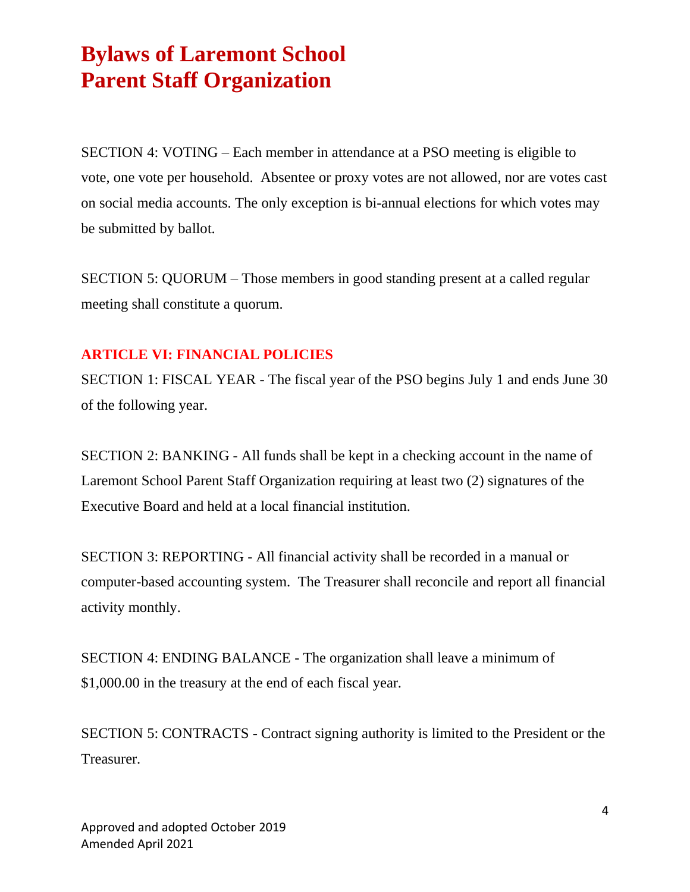SECTION 4: VOTING – Each member in attendance at a PSO meeting is eligible to vote, one vote per household. Absentee or proxy votes are not allowed, nor are votes cast on social media accounts. The only exception is bi-annual elections for which votes may be submitted by ballot.

SECTION 5: QUORUM – Those members in good standing present at a called regular meeting shall constitute a quorum.

## ARTICLE VI: FINANCIAL POLICIES

SECTION 1: FISCAL YEAR - The fiscal year of the PSO begins July 1 and ends June 30 of the following year.

SECTION 2: BANKING - All funds shall be kept in a checking account in the name of Laremont School Parent Staff Organization requiring at least two (2) signatures of the Executive Board and held at a local financial institution.

SECTION 3: REPORTING - All financial activity shall be recorded in a manual or computer-based accounting system. The Treasurer shall reconcile and report all financial activity monthly.

SECTION 4: ENDING BALANCE - The organization shall leave a minimum of $1,000.00 in the treasury at the end of each fiscal year.

SECTION 5: CONTRACTS - Contract signing authority is limited to the President or the Treasurer.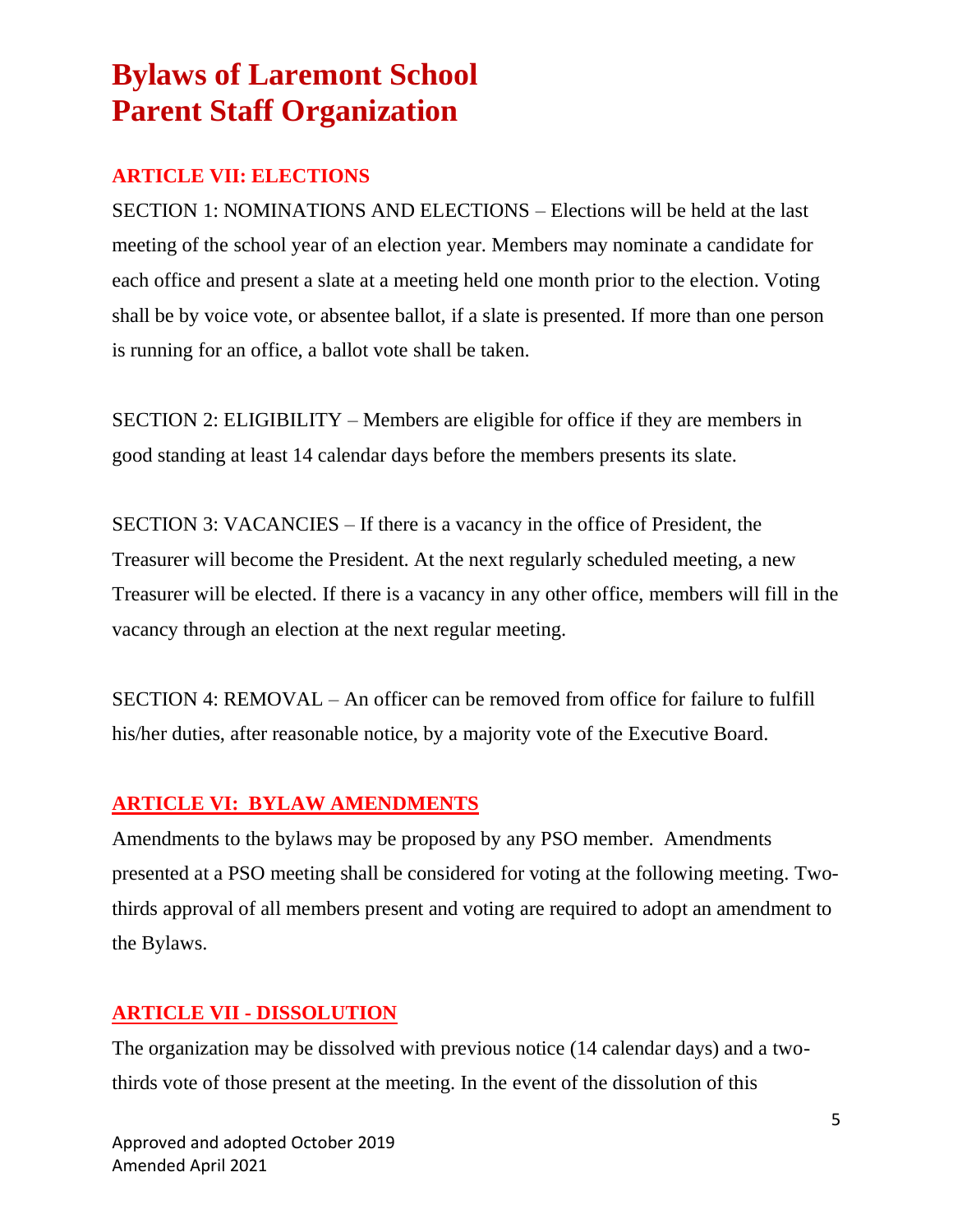# Bylaws of Laremont School
# Parent Staff Organization

## ARTICLE VII: ELECTIONS

SECTION 1: NOMINATIONS AND ELECTIONS – Elections will be held at the last meeting of the school year of an election year. Members may nominate a candidate for each office and present a slate at a meeting held one month prior to the election. Voting shall be by voice vote, or absentee ballot, if a slate is presented. If more than one person is running for an office, a ballot vote shall be taken.

SECTION 2: ELIGIBILITY – Members are eligible for office if they are members in good standing at least 14 calendar days before the members presents its slate.

SECTION 3: VACANCIES – If there is a vacancy in the office of President, the Treasurer will become the President. At the next regularly scheduled meeting, a new Treasurer will be elected. If there is a vacancy in any other office, members will fill in the vacancy through an election at the next regular meeting.

SECTION 4: REMOVAL – An officer can be removed from office for failure to fulfill his/her duties, after reasonable notice, by a majority vote of the Executive Board.

## ARTICLE VI: BYLAW AMENDMENTS

Amendments to the bylaws may be proposed by any PSO member. Amendments presented at a PSO meeting shall be considered for voting at the following meeting. Two-thirds approval of all members present and voting are required to adopt an amendment to the Bylaws.

## ARTICLE VII - DISSOLUTION

The organization may be dissolved with previous notice (14 calendar days) and a two-thirds vote of those present at the meeting. In the event of the dissolution of this

Approved and adopted October 2019
Amended April 2021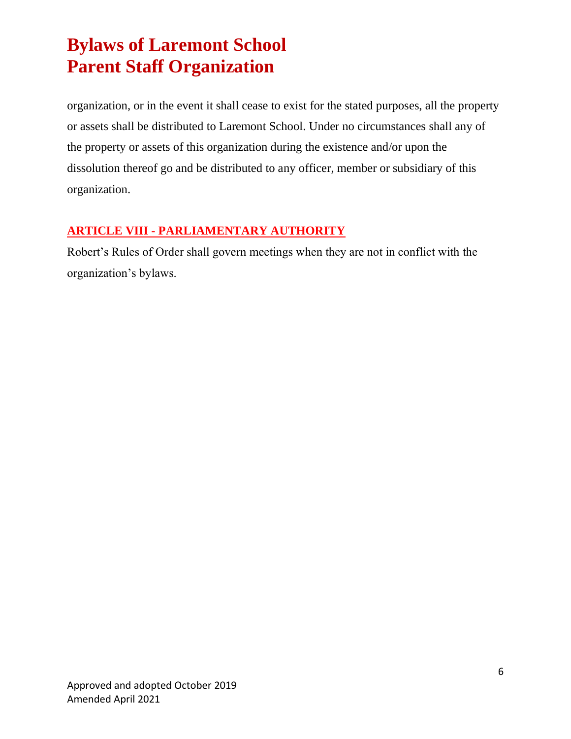organization, or in the event it shall cease to exist for the stated purposes, all the property or assets shall be distributed to Laremont School. Under no circumstances shall any of the property or assets of this organization during the existence and/or upon the dissolution thereof go and be distributed to any officer, member or subsidiary of this organization.

## ARTICLE VIII - PARLIAMENTARY AUTHORITY

Robert's Rules of Order shall govern meetings when they are not in conflict with the organization's bylaws.